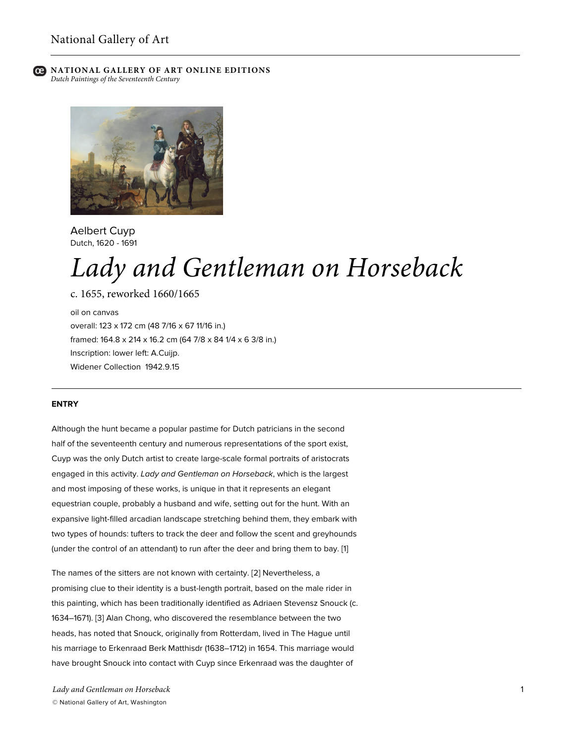NATIONAL GALLERY OF ART ONLINE EDITIONS
*Dutch Paintings of the Seventeenth Century*

Aelbert Cuyp
Dutch, 1620 - 1691

# *Lady and Gentleman on Horseback*

c. 1655, reworked 1660/1665

oil on canvas
overall: 123 x 172 cm (48 7/16 x 67 11/16 in.)
framed: 164.8 x 214 x 16.2 cm (64 7/8 x 84 1/4 x 6 3/8 in.)
Inscription: lower left: A.Cuijp.
Widener Collection 1942.9.15

## ENTRY

Although the hunt became a popular pastime for Dutch patricians in the second half of the seventeenth century and numerous representations of the sport exist, Cuyp was the only Dutch artist to create large-scale formal portraits of aristocrats engaged in this activity. *Lady and Gentleman on Horseback*, which is the largest and most imposing of these works, is unique in that it represents an elegant equestrian couple, probably a husband and wife, setting out for the hunt. With an expansive light-filled arcadian landscape stretching behind them, they embark with two types of hounds: tufters to track the deer and follow the scent and greyhounds (under the control of an attendant) to run after the deer and bring them to bay. [1]

The names of the sitters are not known with certainty. [2] Nevertheless, a promising clue to their identity is a bust-length portrait, based on the male rider in this painting, which has been traditionally identified as Adriaen Stevensz Snouck (c. 1634–1671). [3] Alan Chong, who discovered the resemblance between the two heads, has noted that Snouck, originally from Rotterdam, lived in The Hague until his marriage to Erkenraad Berk Matthisdr (1638–1712) in 1654. This marriage would have brought Snouck into contact with Cuyp since Erkenraad was the daughter of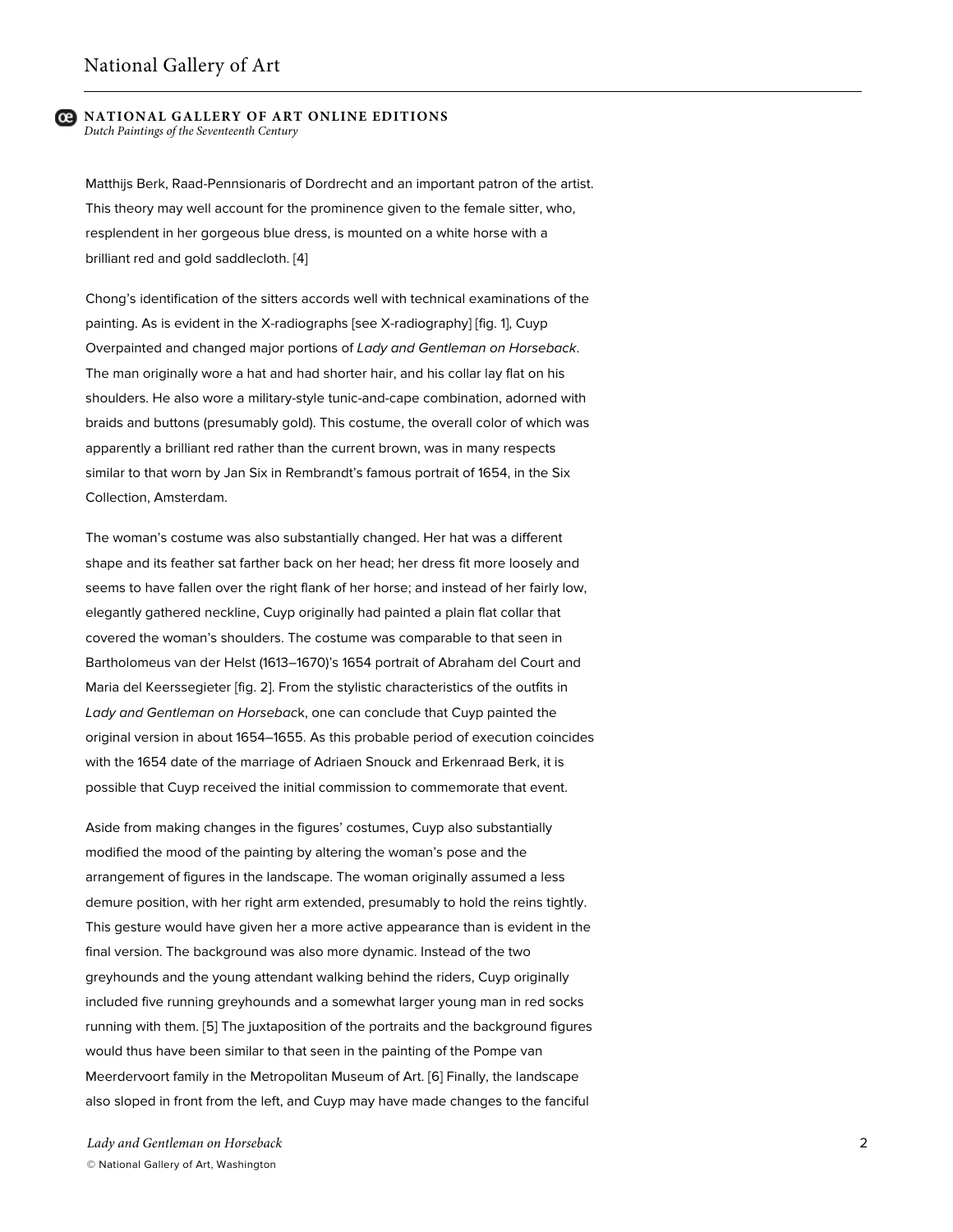Matthijs Berk, Raad-Pennsionaris of Dordrecht and an important patron of the artist. This theory may well account for the prominence given to the female sitter, who, resplendent in her gorgeous blue dress, is mounted on a white horse with a brilliant red and gold saddlecloth. [4]

Chong's identification of the sitters accords well with technical examinations of the painting. As is evident in the X-radiographs [see X-radiography] [fig. 1], Cuyp Overpainted and changed major portions of *Lady and Gentleman on Horseback*. The man originally wore a hat and had shorter hair, and his collar lay flat on his shoulders. He also wore a military-style tunic-and-cape combination, adorned with braids and buttons (presumably gold). This costume, the overall color of which was apparently a brilliant red rather than the current brown, was in many respects similar to that worn by Jan Six in Rembrandt's famous portrait of 1654, in the Six Collection, Amsterdam.

The woman's costume was also substantially changed. Her hat was a different shape and its feather sat farther back on her head; her dress fit more loosely and seems to have fallen over the right flank of her horse; and instead of her fairly low, elegantly gathered neckline, Cuyp originally had painted a plain flat collar that covered the woman's shoulders. The costume was comparable to that seen in Bartholomeus van der Helst (1613–1670)'s 1654 portrait of Abraham del Court and Maria del Keerssegieter [fig. 2]. From the stylistic characteristics of the outfits in *Lady and Gentleman on Horseback*, one can conclude that Cuyp painted the original version in about 1654–1655. As this probable period of execution coincides with the 1654 date of the marriage of Adriaen Snouck and Erkenraad Berk, it is possible that Cuyp received the initial commission to commemorate that event.

Aside from making changes in the figures' costumes, Cuyp also substantially modified the mood of the painting by altering the woman's pose and the arrangement of figures in the landscape. The woman originally assumed a less demure position, with her right arm extended, presumably to hold the reins tightly. This gesture would have given her a more active appearance than is evident in the final version. The background was also more dynamic. Instead of the two greyhounds and the young attendant walking behind the riders, Cuyp originally included five running greyhounds and a somewhat larger young man in red socks running with them. [5] The juxtaposition of the portraits and the background figures would thus have been similar to that seen in the painting of the Pompe van Meerdervoort family in the Metropolitan Museum of Art. [6] Finally, the landscape also sloped in front from the left, and Cuyp may have made changes to the fanciful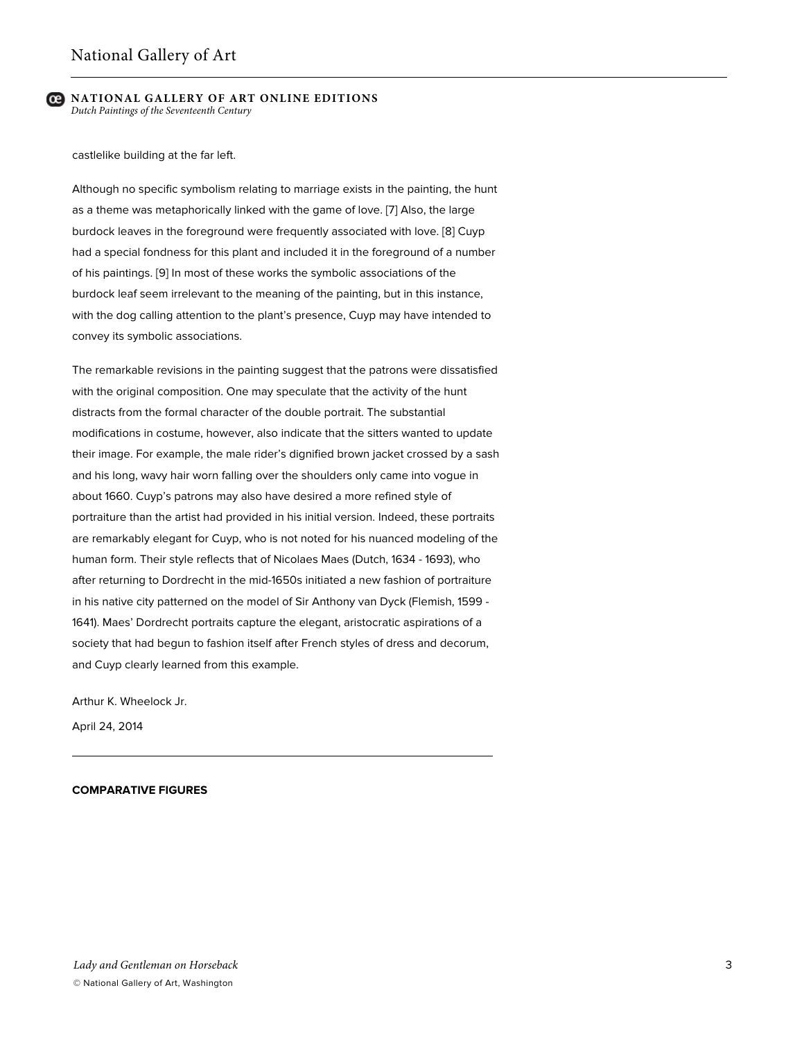castlelike building at the far left.

Although no specific symbolism relating to marriage exists in the painting, the hunt as a theme was metaphorically linked with the game of love. [7] Also, the large burdock leaves in the foreground were frequently associated with love. [8] Cuyp had a special fondness for this plant and included it in the foreground of a number of his paintings. [9] In most of these works the symbolic associations of the burdock leaf seem irrelevant to the meaning of the painting, but in this instance, with the dog calling attention to the plant's presence, Cuyp may have intended to convey its symbolic associations.

The remarkable revisions in the painting suggest that the patrons were dissatisfied with the original composition. One may speculate that the activity of the hunt distracts from the formal character of the double portrait. The substantial modifications in costume, however, also indicate that the sitters wanted to update their image. For example, the male rider's dignified brown jacket crossed by a sash and his long, wavy hair worn falling over the shoulders only came into vogue in about 1660. Cuyp's patrons may also have desired a more refined style of portraiture than the artist had provided in his initial version. Indeed, these portraits are remarkably elegant for Cuyp, who is not noted for his nuanced modeling of the human form. Their style reflects that of Nicolaes Maes (Dutch, 1634 - 1693), who after returning to Dordrecht in the mid-1650s initiated a new fashion of portraiture in his native city patterned on the model of Sir Anthony van Dyck (Flemish, 1599 - 1641). Maes' Dordrecht portraits capture the elegant, aristocratic aspirations of a society that had begun to fashion itself after French styles of dress and decorum, and Cuyp clearly learned from this example.

Arthur K. Wheelock Jr.

April 24, 2014

---

**COMPARATIVE FIGURES**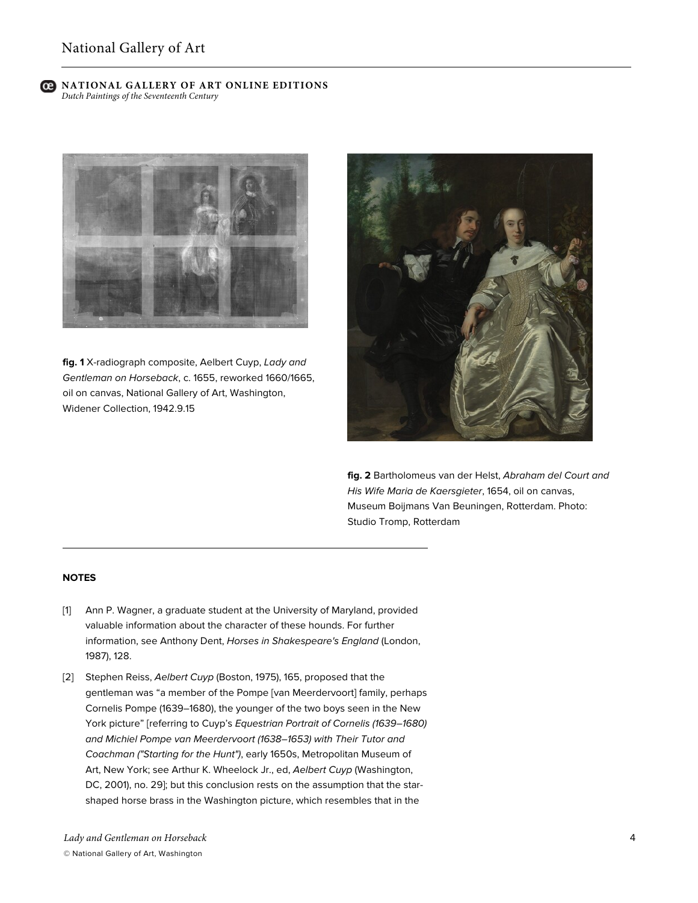**fig. 1** X-radiograph composite, Aelbert Cuyp, *Lady and Gentleman on Horseback*, c. 1655, reworked 1660/1665, oil on canvas, National Gallery of Art, Washington, Widener Collection, 1942.9.15

**fig. 2** Bartholomeus van der Helst, *Abraham del Court and His Wife Maria de Kaersgieter*, 1654, oil on canvas, Museum Boijmans Van Beuningen, Rotterdam. Photo: Studio Tromp, Rotterdam

---

**NOTES**

[1] Ann P. Wagner, a graduate student at the University of Maryland, provided valuable information about the character of these hounds. For further information, see Anthony Dent, *Horses in Shakespeare's England* (London, 1987), 128.

[2] Stephen Reiss, *Aelbert Cuyp* (Boston, 1975), 165, proposed that the gentleman was "a member of the Pompe [van Meerdervoort] family, perhaps Cornelis Pompe (1639–1680), the younger of the two boys seen in the New York picture" [referring to Cuyp's *Equestrian Portrait of Cornelis (1639–1680) and Michiel Pompe van Meerdervoort (1638–1653) with Their Tutor and Coachman ("Starting for the Hunt")*, early 1650s, Metropolitan Museum of Art, New York; see Arthur K. Wheelock Jr., ed, *Aelbert Cuyp* (Washington, DC, 2001), no. 29]; but this conclusion rests on the assumption that the star-shaped horse brass in the Washington picture, which resembles that in the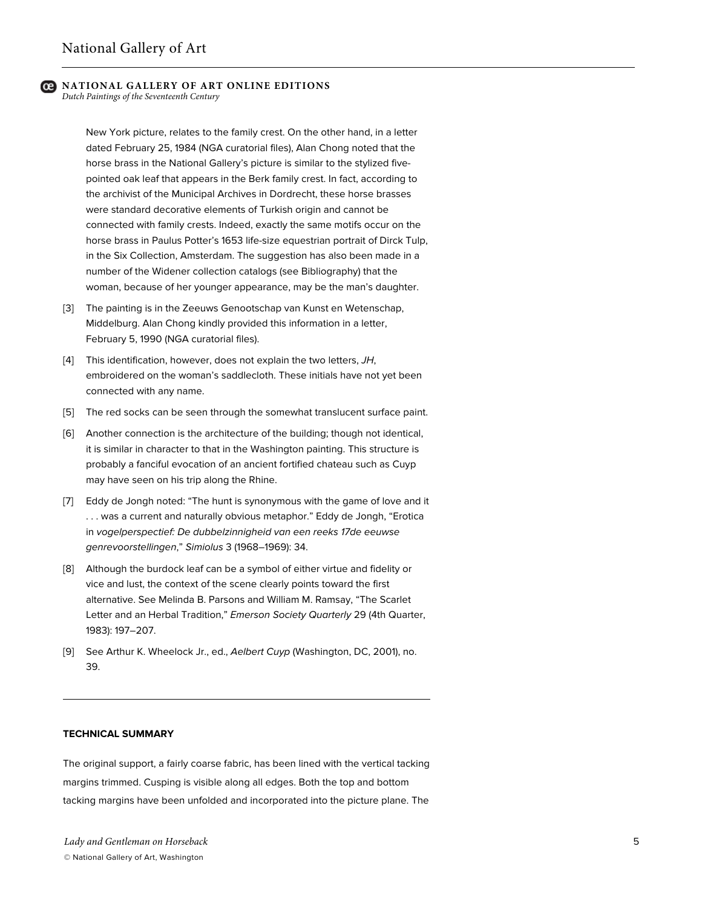New York picture, relates to the family crest. On the other hand, in a letter dated February 25, 1984 (NGA curatorial files), Alan Chong noted that the horse brass in the National Gallery's picture is similar to the stylized five-pointed oak leaf that appears in the Berk family crest. In fact, according to the archivist of the Municipal Archives in Dordrecht, these horse brasses were standard decorative elements of Turkish origin and cannot be connected with family crests. Indeed, exactly the same motifs occur on the horse brass in Paulus Potter's 1653 life-size equestrian portrait of Dirck Tulp, in the Six Collection, Amsterdam. The suggestion has also been made in a number of the Widener collection catalogs (see Bibliography) that the woman, because of her younger appearance, may be the man's daughter.

[3] The painting is in the Zeeuws Genootschap van Kunst en Wetenschap, Middelburg. Alan Chong kindly provided this information in a letter, February 5, 1990 (NGA curatorial files).

[4] This identification, however, does not explain the two letters, *JH*, embroidered on the woman's saddlecloth. These initials have not yet been connected with any name.

[5] The red socks can be seen through the somewhat translucent surface paint.

[6] Another connection is the architecture of the building; though not identical, it is similar in character to that in the Washington painting. This structure is probably a fanciful evocation of an ancient fortified chateau such as Cuyp may have seen on his trip along the Rhine.

[7] Eddy de Jongh noted: "The hunt is synonymous with the game of love and it . . . was a current and naturally obvious metaphor." Eddy de Jongh, "Erotica in *vogelperspectief: De dubbelzinnigheid van een reeks 17de eeuwse genrevoorstellingen*," *Simiolus* 3 (1968–1969): 34.

[8] Although the burdock leaf can be a symbol of either virtue and fidelity or vice and lust, the context of the scene clearly points toward the first alternative. See Melinda B. Parsons and William M. Ramsay, "The Scarlet Letter and an Herbal Tradition," *Emerson Society Quarterly* 29 (4th Quarter, 1983): 197–207.

[9] See Arthur K. Wheelock Jr., ed., *Aelbert Cuyp* (Washington, DC, 2001), no. 39.

---

**TECHNICAL SUMMARY**

The original support, a fairly coarse fabric, has been lined with the vertical tacking margins trimmed. Cusping is visible along all edges. Both the top and bottom tacking margins have been unfolded and incorporated into the picture plane. The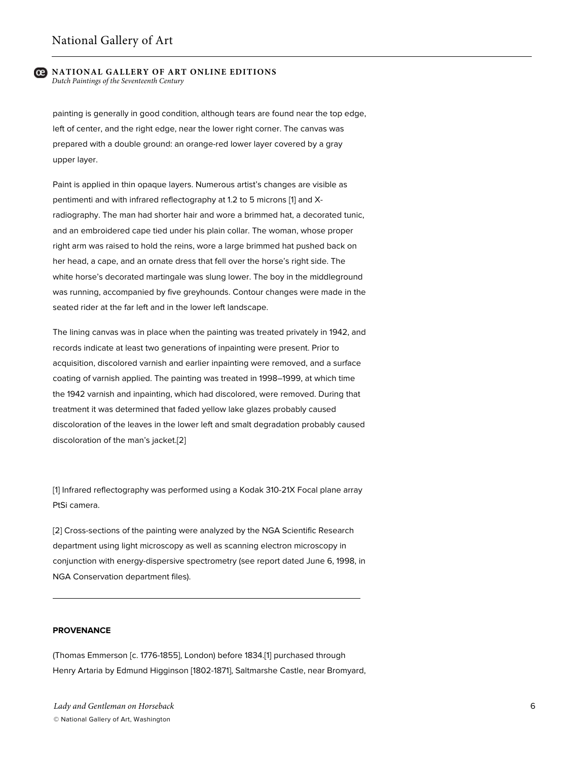painting is generally in good condition, although tears are found near the top edge, left of center, and the right edge, near the lower right corner. The canvas was prepared with a double ground: an orange-red lower layer covered by a gray upper layer.

Paint is applied in thin opaque layers. Numerous artist's changes are visible as pentimenti and with infrared reflectography at 1.2 to 5 microns [1] and X-radiography. The man had shorter hair and wore a brimmed hat, a decorated tunic, and an embroidered cape tied under his plain collar. The woman, whose proper right arm was raised to hold the reins, wore a large brimmed hat pushed back on her head, a cape, and an ornate dress that fell over the horse's right side. The white horse's decorated martingale was slung lower. The boy in the middleground was running, accompanied by five greyhounds. Contour changes were made in the seated rider at the far left and in the lower left landscape.

The lining canvas was in place when the painting was treated privately in 1942, and records indicate at least two generations of inpainting were present. Prior to acquisition, discolored varnish and earlier inpainting were removed, and a surface coating of varnish applied. The painting was treated in 1998–1999, at which time the 1942 varnish and inpainting, which had discolored, were removed. During that treatment it was determined that faded yellow lake glazes probably caused discoloration of the leaves in the lower left and smalt degradation probably caused discoloration of the man's jacket.[2]

[1] Infrared reflectography was performed using a Kodak 310-21X Focal plane array PtSi camera.

[2] Cross-sections of the painting were analyzed by the NGA Scientific Research department using light microscopy as well as scanning electron microscopy in conjunction with energy-dispersive spectrometry (see report dated June 6, 1998, in NGA Conservation department files).

---

**PROVENANCE**

(Thomas Emmerson [c. 1776-1855], London) before 1834.[1] purchased through Henry Artaria by Edmund Higginson [1802-1871], Saltmarshe Castle, near Bromyard,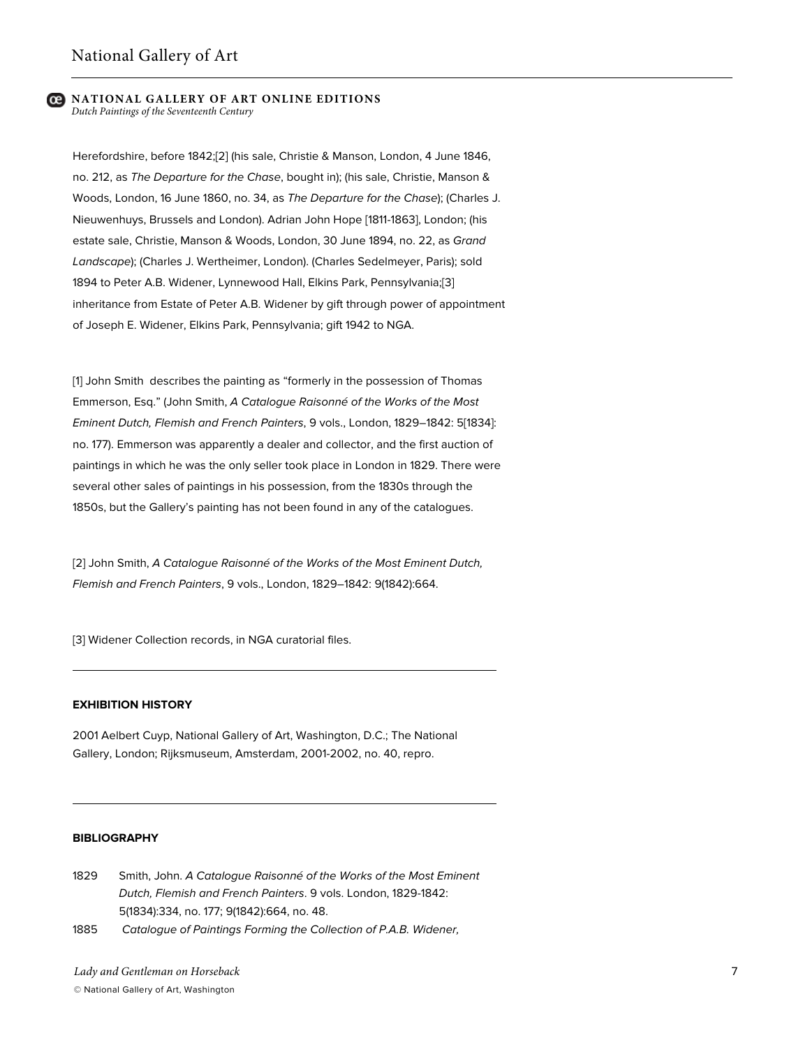Herefordshire, before 1842;[2] (his sale, Christie & Manson, London, 4 June 1846, no. 212, as *The Departure for the Chase*, bought in); (his sale, Christie, Manson & Woods, London, 16 June 1860, no. 34, as *The Departure for the Chase*); (Charles J. Nieuwenhuys, Brussels and London). Adrian John Hope [1811-1863], London; (his estate sale, Christie, Manson & Woods, London, 30 June 1894, no. 22, as *Grand Landscape*); (Charles J. Wertheimer, London). (Charles Sedelmeyer, Paris); sold 1894 to Peter A.B. Widener, Lynnewood Hall, Elkins Park, Pennsylvania;[3] inheritance from Estate of Peter A.B. Widener by gift through power of appointment of Joseph E. Widener, Elkins Park, Pennsylvania; gift 1942 to NGA.

[1] John Smith describes the painting as "formerly in the possession of Thomas Emmerson, Esq." (John Smith, *A Catalogue Raisonné of the Works of the Most Eminent Dutch, Flemish and French Painters*, 9 vols., London, 1829–1842: 5[1834]: no. 177). Emmerson was apparently a dealer and collector, and the first auction of paintings in which he was the only seller took place in London in 1829. There were several other sales of paintings in his possession, from the 1830s through the 1850s, but the Gallery's painting has not been found in any of the catalogues.

[2] John Smith, *A Catalogue Raisonné of the Works of the Most Eminent Dutch, Flemish and French Painters*, 9 vols., London, 1829–1842: 9(1842):664.

[3] Widener Collection records, in NGA curatorial files.

---

### EXHIBITION HISTORY

2001 Aelbert Cuyp, National Gallery of Art, Washington, D.C.; The National Gallery, London; Rijksmuseum, Amsterdam, 2001-2002, no. 40, repro.

---

### BIBLIOGRAPHY

1829 Smith, John. *A Catalogue Raisonné of the Works of the Most Eminent Dutch, Flemish and French Painters*. 9 vols. London, 1829-1842: 5(1834):334, no. 177; 9(1842):664, no. 48.

1885 *Catalogue of Paintings Forming the Collection of P.A.B. Widener,*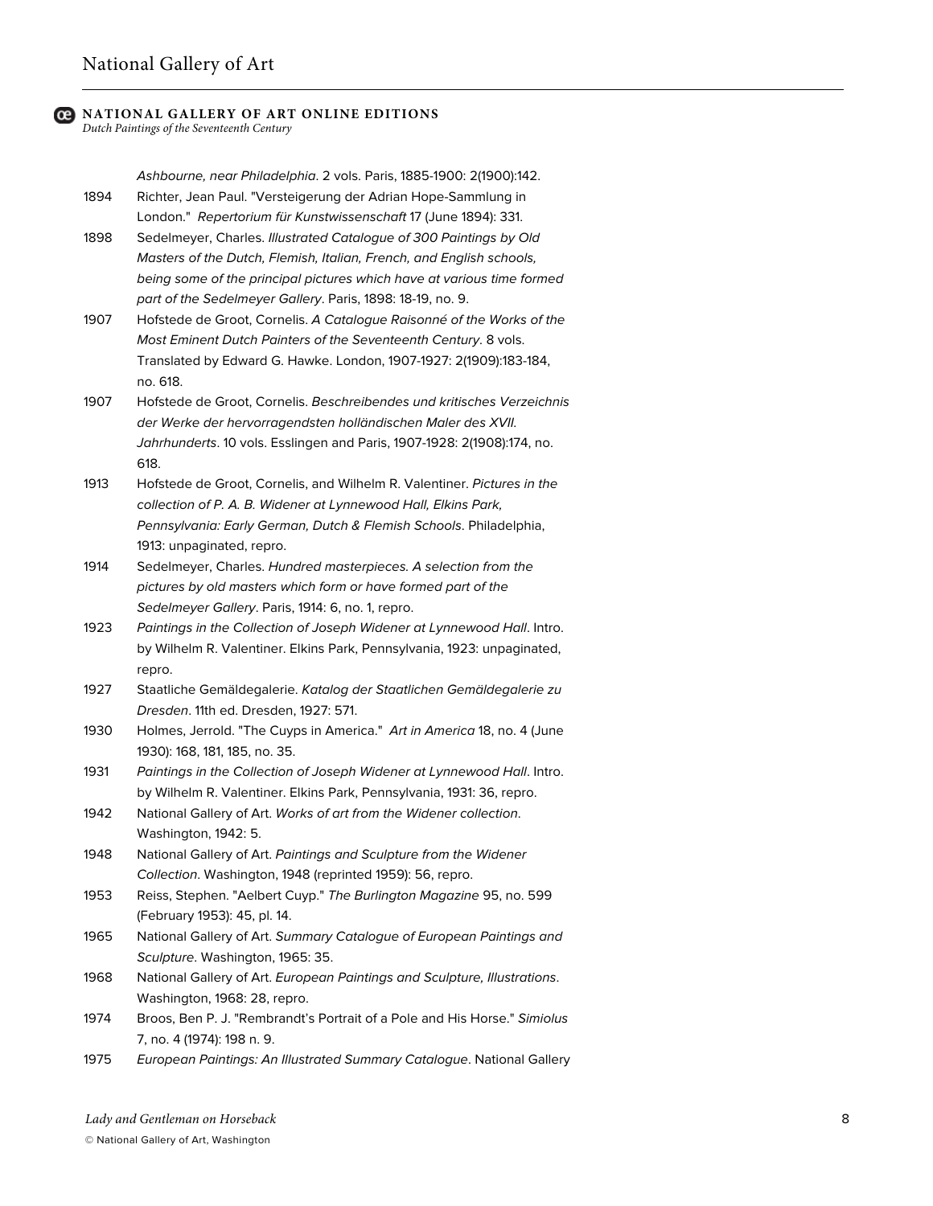*Ashbourne, near Philadelphia*. 2 vols. Paris, 1885-1900: 2(1900):142.

1894 Richter, Jean Paul. "Versteigerung der Adrian Hope-Sammlung in London." *Repertorium für Kunstwissenschaft* 17 (June 1894): 331.

1898 Sedelmeyer, Charles. *Illustrated Catalogue of 300 Paintings by Old Masters of the Dutch, Flemish, Italian, French, and English schools, being some of the principal pictures which have at various time formed part of the Sedelmeyer Gallery*. Paris, 1898: 18-19, no. 9.

1907 Hofstede de Groot, Cornelis. *A Catalogue Raisonné of the Works of the Most Eminent Dutch Painters of the Seventeenth Century*. 8 vols. Translated by Edward G. Hawke. London, 1907-1927: 2(1909):183-184, no. 618.

1907 Hofstede de Groot, Cornelis. *Beschreibendes und kritisches Verzeichnis der Werke der hervorragendsten holländischen Maler des XVII. Jahrhunderts*. 10 vols. Esslingen and Paris, 1907-1928: 2(1908):174, no. 618.

1913 Hofstede de Groot, Cornelis, and Wilhelm R. Valentiner. *Pictures in the collection of P. A. B. Widener at Lynnewood Hall, Elkins Park, Pennsylvania: Early German, Dutch & Flemish Schools*. Philadelphia, 1913: unpaginated, repro.

1914 Sedelmeyer, Charles. *Hundred masterpieces. A selection from the pictures by old masters which form or have formed part of the Sedelmeyer Gallery*. Paris, 1914: 6, no. 1, repro.

1923 *Paintings in the Collection of Joseph Widener at Lynnewood Hall*. Intro. by Wilhelm R. Valentiner. Elkins Park, Pennsylvania, 1923: unpaginated, repro.

1927 Staatliche Gemäldegalerie. *Katalog der Staatlichen Gemäldegalerie zu Dresden*. 11th ed. Dresden, 1927: 571.

1930 Holmes, Jerrold. "The Cuyps in America." *Art in America* 18, no. 4 (June 1930): 168, 181, 185, no. 35.

1931 *Paintings in the Collection of Joseph Widener at Lynnewood Hall*. Intro. by Wilhelm R. Valentiner. Elkins Park, Pennsylvania, 1931: 36, repro.

1942 National Gallery of Art. *Works of art from the Widener collection*. Washington, 1942: 5.

1948 National Gallery of Art. *Paintings and Sculpture from the Widener Collection*. Washington, 1948 (reprinted 1959): 56, repro.

1953 Reiss, Stephen. "Aelbert Cuyp." *The Burlington Magazine* 95, no. 599 (February 1953): 45, pl. 14.

1965 National Gallery of Art. *Summary Catalogue of European Paintings and Sculpture*. Washington, 1965: 35.

1968 National Gallery of Art. *European Paintings and Sculpture, Illustrations*. Washington, 1968: 28, repro.

1974 Broos, Ben P. J. "Rembrandt's Portrait of a Pole and His Horse." *Simiolus* 7, no. 4 (1974): 198 n. 9.

1975 *European Paintings: An Illustrated Summary Catalogue*. National Gallery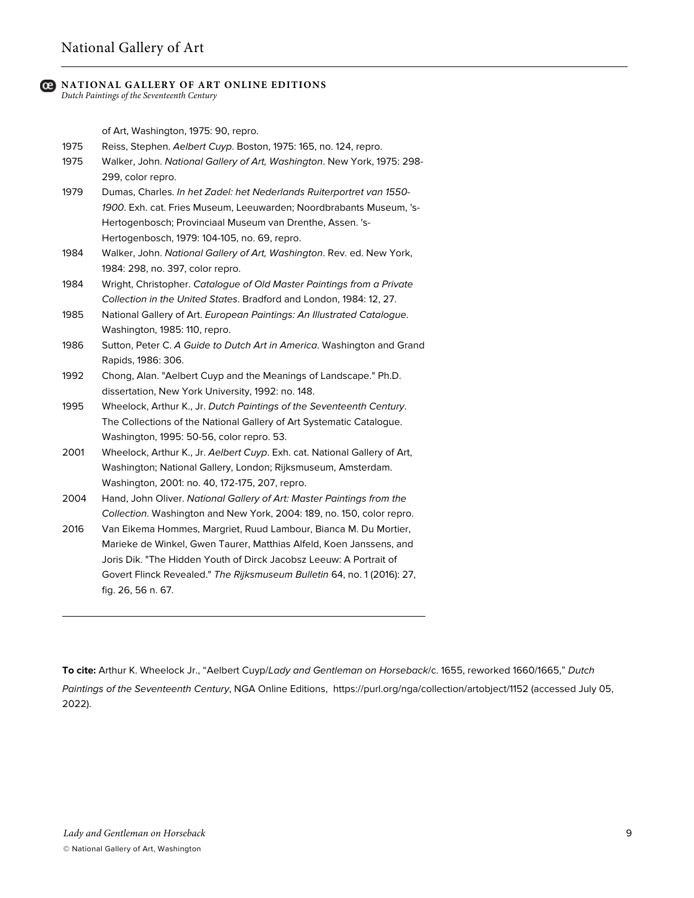of Art, Washington, 1975: 90, repro.

1975 Reiss, Stephen. *Aelbert Cuyp*. Boston, 1975: 165, no. 124, repro.

1975 Walker, John. *National Gallery of Art, Washington*. New York, 1975: 298-299, color repro.

1979 Dumas, Charles. *In het Zadel: het Nederlands Ruiterportret van 1550-1900*. Exh. cat. Fries Museum, Leeuwarden; Noordbrabants Museum, 's-Hertogenbosch; Provinciaal Museum van Drenthe, Assen. 's-Hertogenbosch, 1979: 104-105, no. 69, repro.

1984 Walker, John. *National Gallery of Art, Washington*. Rev. ed. New York, 1984: 298, no. 397, color repro.

1984 Wright, Christopher. *Catalogue of Old Master Paintings from a Private Collection in the United States*. Bradford and London, 1984: 12, 27.

1985 National Gallery of Art. *European Paintings: An Illustrated Catalogue*. Washington, 1985: 110, repro.

1986 Sutton, Peter C. *A Guide to Dutch Art in America*. Washington and Grand Rapids, 1986: 306.

1992 Chong, Alan. "Aelbert Cuyp and the Meanings of Landscape." Ph.D. dissertation, New York University, 1992: no. 148.

1995 Wheelock, Arthur K., Jr. *Dutch Paintings of the Seventeenth Century*. The Collections of the National Gallery of Art Systematic Catalogue. Washington, 1995: 50-56, color repro. 53.

2001 Wheelock, Arthur K., Jr. *Aelbert Cuyp*. Exh. cat. National Gallery of Art, Washington; National Gallery, London; Rijksmuseum, Amsterdam. Washington, 2001: no. 40, 172-175, 207, repro.

2004 Hand, John Oliver. *National Gallery of Art: Master Paintings from the Collection*. Washington and New York, 2004: 189, no. 150, color repro.

2016 Van Eikema Hommes, Margriet, Ruud Lambour, Bianca M. Du Mortier, Marieke de Winkel, Gwen Taurer, Matthias Alfeld, Koen Janssens, and Joris Dik. "The Hidden Youth of Dirck Jacobsz Leeuw: A Portrait of Govert Flinck Revealed." *The Rijksmuseum Bulletin* 64, no. 1 (2016): 27, fig. 26, 56 n. 67.

---

**To cite:** Arthur K. Wheelock Jr., "Aelbert Cuyp/*Lady and Gentleman on Horseback*/c. 1655, reworked 1660/1665," *Dutch Paintings of the Seventeenth Century*, NGA Online Editions, https://purl.org/nga/collection/artobject/1152 (accessed July 05, 2022).